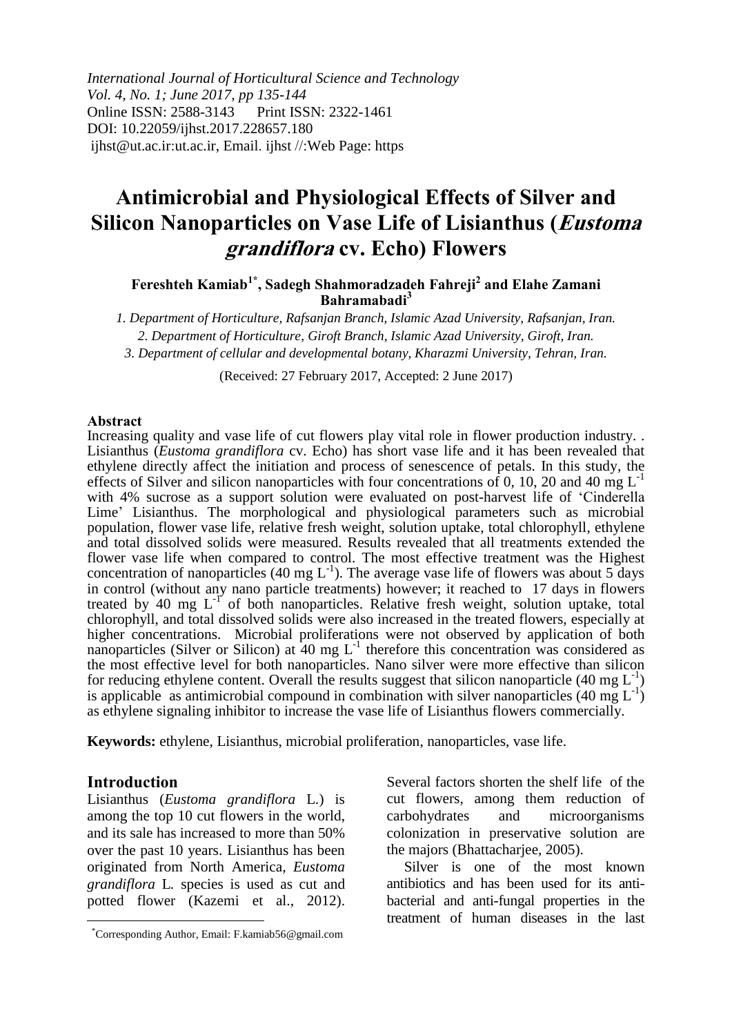*International Journal of Horticultural Science and Technology*
*Vol. 4, No. 1; June 2017, pp 135-144*
Online ISSN: 2588-3143 Print ISSN: 2322-1461
DOI: 10.22059/ijhst.2017.228657.180
ijhst@ut.ac.ir:ut.ac.ir, Email. ijhst //:Web Page: https

# Antimicrobial and Physiological Effects of Silver and Silicon Nanoparticles on Vase Life of Lisianthus (*Eustoma grandiflora* cv. Echo) Flowers

**Fereshteh Kamiab[1*], Sadegh Shahmoradzadeh Fahreji[2] and Elahe Zamani Bahramabadi[3]**

*1. Department of Horticulture, Rafsanjan Branch, Islamic Azad University, Rafsanjan, Iran.*
*2. Department of Horticulture, Giroft Branch, Islamic Azad University, Giroft, Iran.*
*3. Department of cellular and developmental botany, Kharazmi University, Tehran, Iran.*

(Received: 27 February 2017, Accepted: 2 June 2017)

### Abstract

Increasing quality and vase life of cut flowers play vital role in flower production industry. . Lisianthus (*Eustoma grandiflora* cv. Echo) has short vase life and it has been revealed that ethylene directly affect the initiation and process of senescence of petals. In this study, the effects of Silver and silicon nanoparticles with four concentrations of 0, 10, 20 and 40 mg $L^{-1}$ with 4% sucrose as a support solution were evaluated on post-harvest life of 'Cinderella Lime' Lisianthus. The morphological and physiological parameters such as microbial population, flower vase life, relative fresh weight, solution uptake, total chlorophyll, ethylene and total dissolved solids were measured. Results revealed that all treatments extended the flower vase life when compared to control. The most effective treatment was the Highest concentration of nanoparticles (40 mg $L^{-1}$). The average vase life of flowers was about 5 days in control (without any nano particle treatments) however; it reached to 17 days in flowers treated by 40 mg $L^{-1}$ of both nanoparticles. Relative fresh weight, solution uptake, total chlorophyll, and total dissolved solids were also increased in the treated flowers, especially at higher concentrations. Microbial proliferations were not observed by application of both nanoparticles (Silver or Silicon) at 40 mg $L^{-1}$ therefore this concentration was considered as the most effective level for both nanoparticles. Nano silver were more effective than silicon for reducing ethylene content. Overall the results suggest that silicon nanoparticle (40 mg $L^{-1}$) is applicable as antimicrobial compound in combination with silver nanoparticles (40 mg $L^{-1}$) as ethylene signaling inhibitor to increase the vase life of Lisianthus flowers commercially.

**Keywords:** ethylene, Lisianthus, microbial proliferation, nanoparticles, vase life.

## Introduction

Lisianthus (*Eustoma grandiflora* L.) is among the top 10 cut flowers in the world, and its sale has increased to more than 50% over the past 10 years. Lisianthus has been originated from North America, *Eustoma grandiflora* L. species is used as cut and potted flower (Kazemi et al., 2012). Several factors shorten the shelf life of the cut flowers, among them reduction of carbohydrates and microorganisms colonization in preservative solution are the majors (Bhattacharjee, 2005).

Silver is one of the most known antibiotics and has been used for its anti-bacterial and anti-fungal properties in the treatment of human diseases in the last

*Corresponding Author, Email: F.kamiab56@gmail.com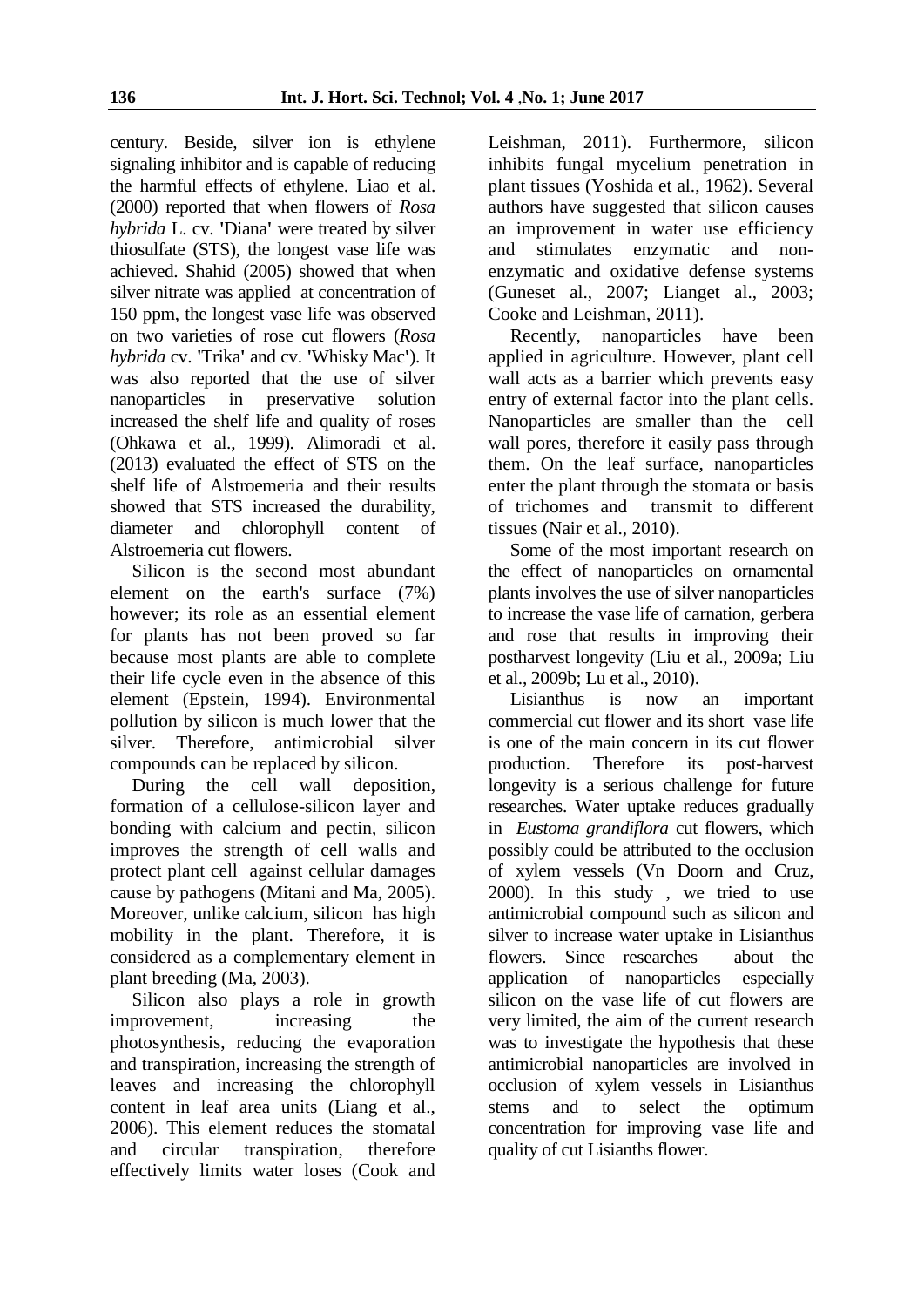century. Beside, silver ion is ethylene signaling inhibitor and is capable of reducing the harmful effects of ethylene. Liao et al. (2000) reported that when flowers of *Rosa hybrida* L. cv. 'Diana' were treated by silver thiosulfate (STS), the longest vase life was achieved. Shahid (2005) showed that when silver nitrate was applied at concentration of 150 ppm, the longest vase life was observed on two varieties of rose cut flowers (*Rosa hybrida* cv. 'Trika' and cv. 'Whisky Mac'). It was also reported that the use of silver nanoparticles in preservative solution increased the shelf life and quality of roses (Ohkawa et al., 1999). Alimoradi et al. (2013) evaluated the effect of STS on the shelf life of Alstroemeria and their results showed that STS increased the durability, diameter and chlorophyll content of Alstroemeria cut flowers.

Silicon is the second most abundant element on the earth's surface (7%) however; its role as an essential element for plants has not been proved so far because most plants are able to complete their life cycle even in the absence of this element (Epstein, 1994). Environmental pollution by silicon is much lower that the silver. Therefore, antimicrobial silver compounds can be replaced by silicon.

During the cell wall deposition, formation of a cellulose-silicon layer and bonding with calcium and pectin, silicon improves the strength of cell walls and protect plant cell against cellular damages cause by pathogens (Mitani and Ma, 2005). Moreover, unlike calcium, silicon has high mobility in the plant. Therefore, it is considered as a complementary element in plant breeding (Ma, 2003).

Silicon also plays a role in growth improvement, increasing the photosynthesis, reducing the evaporation and transpiration, increasing the strength of leaves and increasing the chlorophyll content in leaf area units (Liang et al., 2006). This element reduces the stomatal and circular transpiration, therefore effectively limits water loses (Cook and Leishman, 2011). Furthermore, silicon inhibits fungal mycelium penetration in plant tissues (Yoshida et al., 1962). Several authors have suggested that silicon causes an improvement in water use efficiency and stimulates enzymatic and non-enzymatic and oxidative defense systems (Guneset al., 2007; Lianget al., 2003; Cooke and Leishman, 2011).

Recently, nanoparticles have been applied in agriculture. However, plant cell wall acts as a barrier which prevents easy entry of external factor into the plant cells. Nanoparticles are smaller than the cell wall pores, therefore it easily pass through them. On the leaf surface, nanoparticles enter the plant through the stomata or basis of trichomes and transmit to different tissues (Nair et al., 2010).

Some of the most important research on the effect of nanoparticles on ornamental plants involves the use of silver nanoparticles to increase the vase life of carnation, gerbera and rose that results in improving their postharvest longevity (Liu et al., 2009a; Liu et al., 2009b; Lu et al., 2010).

Lisianthus is now an important commercial cut flower and its short vase life is one of the main concern in its cut flower production. Therefore its post-harvest longevity is a serious challenge for future researches. Water uptake reduces gradually in *Eustoma grandiflora* cut flowers, which possibly could be attributed to the occlusion of xylem vessels (Vn Doorn and Cruz, 2000). In this study , we tried to use antimicrobial compound such as silicon and silver to increase water uptake in Lisianthus flowers. Since researches about the application of nanoparticles especially silicon on the vase life of cut flowers are very limited, the aim of the current research was to investigate the hypothesis that these antimicrobial nanoparticles are involved in occlusion of xylem vessels in Lisianthus stems and to select the optimum concentration for improving vase life and quality of cut Lisianths flower.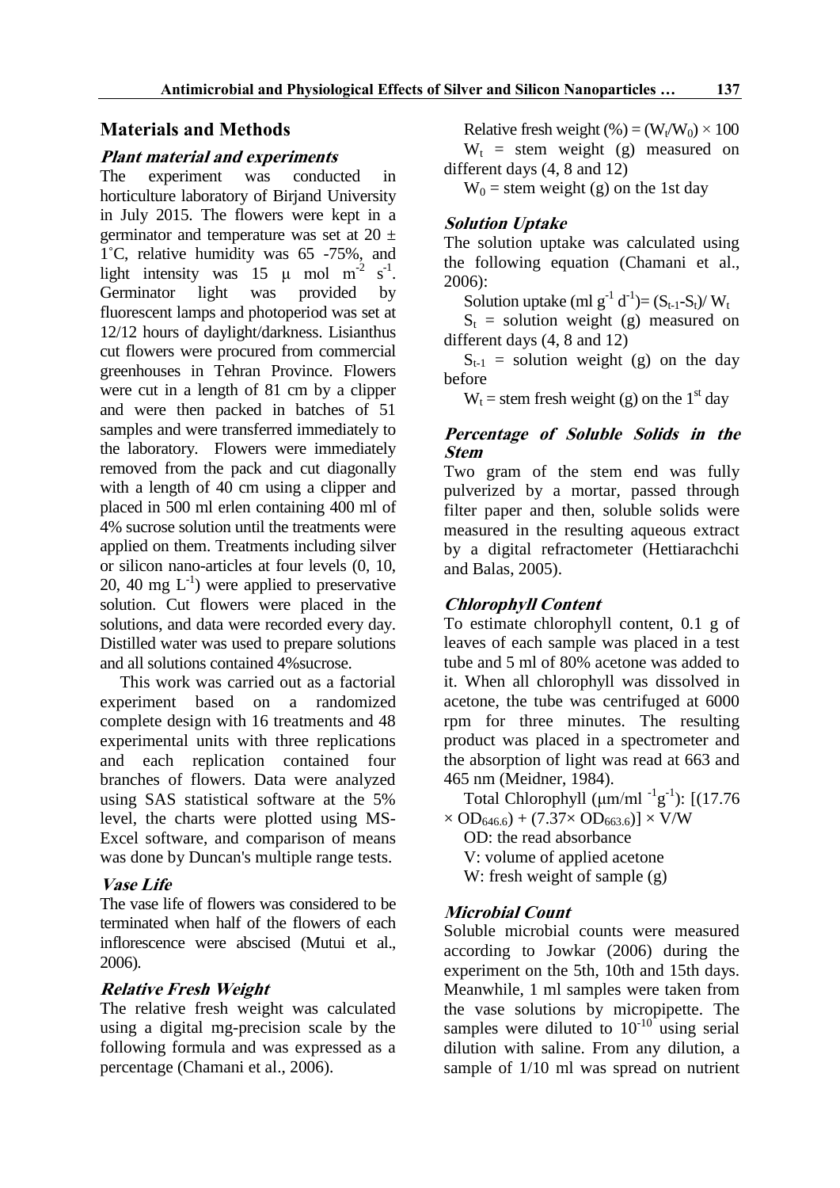## Materials and Methods

### *Plant material and experiments*

The experiment was conducted in horticulture laboratory of Birjand University in July 2015. The flowers were kept in a germinator and temperature was set at 20 ± 1˚C, relative humidity was 65 -75%, and light intensity was 15 μ mol $m^{-2}$ $s^{-1}$. Germinator light was provided by fluorescent lamps and photoperiod was set at 12/12 hours of daylight/darkness. Lisianthus cut flowers were procured from commercial greenhouses in Tehran Province. Flowers were cut in a length of 81 cm by a clipper and were then packed in batches of 51 samples and were transferred immediately to the laboratory. Flowers were immediately removed from the pack and cut diagonally with a length of 40 cm using a clipper and placed in 500 ml erlen containing 400 ml of 4% sucrose solution until the treatments were applied on them. Treatments including silver or silicon nano-articles at four levels (0, 10, 20, 40 mg $L^{-1}$) were applied to preservative solution. Cut flowers were placed in the solutions, and data were recorded every day. Distilled water was used to prepare solutions and all solutions contained 4%sucrose.

This work was carried out as a factorial experiment based on a randomized complete design with 16 treatments and 48 experimental units with three replications and each replication contained four branches of flowers. Data were analyzed using SAS statistical software at the 5% level, the charts were plotted using MS-Excel software, and comparison of means was done by Duncan's multiple range tests.

### *Vase Life*

The vase life of flowers was considered to be terminated when half of the flowers of each inflorescence were abscised (Mutui et al., 2006).

### *Relative Fresh Weight*

The relative fresh weight was calculated using a digital mg-precision scale by the following formula and was expressed as a percentage (Chamani et al., 2006).

Relative fresh weight (%) = $(W_t/W_0) \times 100$

$W_t$ = stem weight (g) measured on different days (4, 8 and 12)

$W_0$ = stem weight (g) on the 1st day

### *Solution Uptake*

The solution uptake was calculated using the following equation (Chamani et al., 2006):

Solution uptake (ml $g^{-1}$ $d^{-1}$)= $(S_{t-1}-S_t)/ W_t$

$S_t$ = solution weight (g) measured on different days (4, 8 and 12)

$S_{t-1}$ = solution weight (g) on the day before

$W_t$ = stem fresh weight (g) on the 1st day

### *Percentage of Soluble Solids in the Stem*

Two gram of the stem end was fully pulverized by a mortar, passed through filter paper and then, soluble solids were measured in the resulting aqueous extract by a digital refractometer (Hettiarachchi and Balas, 2005).

### *Chlorophyll Content*

To estimate chlorophyll content, 0.1 g of leaves of each sample was placed in a test tube and 5 ml of 80% acetone was added to it. When all chlorophyll was dissolved in acetone, the tube was centrifuged at 6000 rpm for three minutes. The resulting product was placed in a spectrometer and the absorption of light was read at 663 and 465 nm (Meidner, 1984).

Total Chlorophyll (μm/ml $^{-1}$g$^{-1}$): $[(17.76 \times OD_{646.6}) + (7.37\times OD_{663.6})] \times V/W$

OD: the read absorbance

V: volume of applied acetone

W: fresh weight of sample (g)

### *Microbial Count*

Soluble microbial counts were measured according to Jowkar (2006) during the experiment on the 5th, 10th and 15th days. Meanwhile, 1 ml samples were taken from the vase solutions by micropipette. The samples were diluted to $10^{-10}$ using serial dilution with saline. From any dilution, a sample of 1/10 ml was spread on nutrient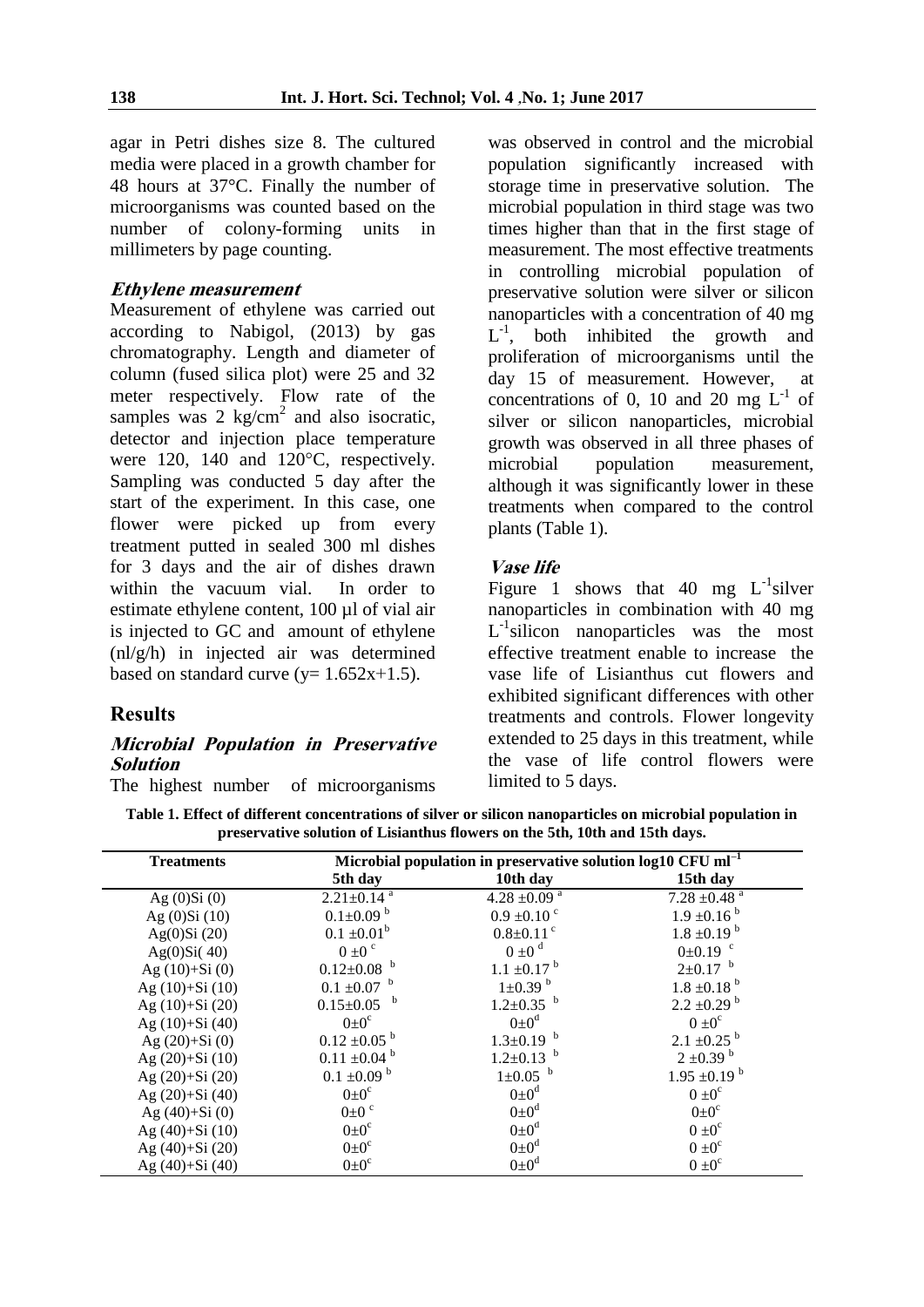agar in Petri dishes size 8. The cultured media were placed in a growth chamber for 48 hours at 37°C. Finally the number of microorganisms was counted based on the number of colony-forming units in millimeters by page counting.

### *Ethylene measurement*

Measurement of ethylene was carried out according to Nabigol, (2013) by gas chromatography. Length and diameter of column (fused silica plot) were 25 and 32 meter respectively. Flow rate of the samples was 2 $kg/cm^2$ and also isocratic, detector and injection place temperature were 120, 140 and 120°C, respectively. Sampling was conducted 5 day after the start of the experiment. In this case, one flower were picked up from every treatment putted in sealed 300 ml dishes for 3 days and the air of dishes drawn within the vacuum vial. In order to estimate ethylene content, 100 µl of vial air is injected to GC and amount of ethylene (nl/g/h) in injected air was determined based on standard curve ($y= 1.652x+1.5$).

## Results

### *Microbial Population in Preservative Solution*

The highest number of microorganisms was observed in control and the microbial population significantly increased with storage time in preservative solution. The microbial population in third stage was two times higher than that in the first stage of measurement. The most effective treatments in controlling microbial population of preservative solution were silver or silicon nanoparticles with a concentration of 40 mg $L^{-1}$, both inhibited the growth and proliferation of microorganisms until the day 15 of measurement. However, at concentrations of 0, 10 and 20 mg $L^{-1}$ of silver or silicon nanoparticles, microbial growth was observed in all three phases of microbial population measurement, although it was significantly lower in these treatments when compared to the control plants (Table 1).

### *Vase life*

Figure 1 shows that 40 mg $L^{-1}$silver nanoparticles in combination with 40 mg $L^{-1}$silicon nanoparticles was the most effective treatment enable to increase the vase life of Lisianthus cut flowers and exhibited significant differences with other treatments and controls. Flower longevity extended to 25 days in this treatment, while the vase of life control flowers were limited to 5 days.

**Table 1. Effect of different concentrations of silver or silicon nanoparticles on microbial population in preservative solution of Lisianthus flowers on the 5th, 10th and 15th days.**

| Treatments | Microbial population in preservative solution log10 CFU $ml^{-1}$ | | |
|---|---|---|---|
| | 5th day | 10th day | 15th day |
| Ag (0)Si (0) | $2.21 \pm 0.14^{a}$ | $4.28 \pm 0.09^{a}$ | $7.28 \pm 0.48^{a}$ |
| Ag (0)Si (10) | $0.1 \pm 0.09^{b}$ | $0.9 \pm 0.10^{c}$ | $1.9 \pm 0.16^{b}$ |
| Ag(0)Si (20) | $0.1 \pm 0.01^{b}$ | $0.8 \pm 0.11^{c}$ | $1.8 \pm 0.19^{b}$ |
| Ag(0)Si( 40) | $0 \pm 0^{c}$ | $0 \pm 0^{d}$ | $0 \pm 0.19^{c}$ |
| Ag (10)+Si (0) | $0.12 \pm 0.08^{b}$ | $1.1 \pm 0.17^{b}$ | $2 \pm 0.17^{b}$ |
| Ag (10)+Si (10) | $0.1 \pm 0.07^{b}$ | $1 \pm 0.39^{b}$ | $1.8 \pm 0.18^{b}$ |
| Ag (10)+Si (20) | $0.15 \pm 0.05^{b}$ | $1.2 \pm 0.35^{b}$ | $2.2 \pm 0.29^{b}$ |
| Ag (10)+Si (40) | $0 \pm 0^{c}$ | $0 \pm 0^{d}$ | $0 \pm 0^{c}$ |
| Ag (20)+Si (0) | $0.12 \pm 0.05^{b}$ | $1.3 \pm 0.19^{b}$ | $2.1 \pm 0.25^{b}$ |
| Ag (20)+Si (10) | $0.11 \pm 0.04^{b}$ | $1.2 \pm 0.13^{b}$ | $2 \pm 0.39^{b}$ |
| Ag (20)+Si (20) | $0.1 \pm 0.09^{b}$ | $1 \pm 0.05^{b}$ | $1.95 \pm 0.19^{b}$ |
| Ag (20)+Si (40) | $0 \pm 0^{c}$ | $0 \pm 0^{d}$ | $0 \pm 0^{c}$ |
| Ag (40)+Si (0) | $0 \pm 0^{c}$ | $0 \pm 0^{d}$ | $0 \pm 0^{c}$ |
| Ag (40)+Si (10) | $0 \pm 0^{c}$ | $0 \pm 0^{d}$ | $0 \pm 0^{c}$ |
| Ag (40)+Si (20) | $0 \pm 0^{c}$ | $0 \pm 0^{d}$ | $0 \pm 0^{c}$ |
| Ag (40)+Si (40) | $0 \pm 0^{c}$ | $0 \pm 0^{d}$ | $0 \pm 0^{c}$ |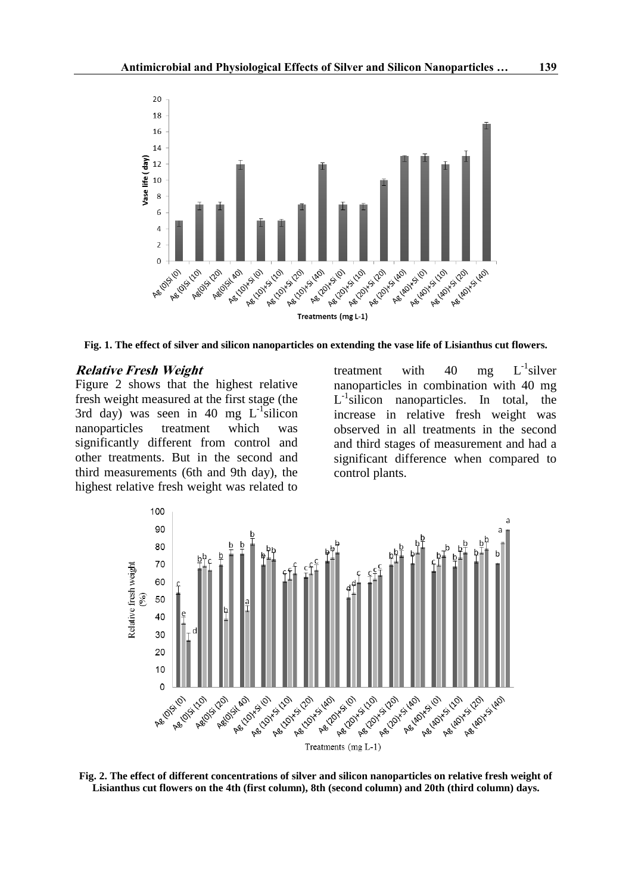Fig. 1. The effect of silver and silicon nanoparticles on extending the vase life of Lisianthus cut flowers.

### *Relative Fresh Weight*

Figure 2 shows that the highest relative fresh weight measured at the first stage (the 3rd day) was seen in 40 mg $L^{-1}$silicon nanoparticles treatment which was significantly different from control and other treatments. But in the second and third measurements (6th and 9th day), the highest relative fresh weight was related to treatment with 40 mg $L^{-1}$silver nanoparticles in combination with 40 mg $L^{-1}$silicon nanoparticles. In total, the increase in relative fresh weight was observed in all treatments in the second and third stages of measurement and had a significant difference when compared to control plants.

Fig. 2. The effect of different concentrations of silver and silicon nanoparticles on relative fresh weight of Lisianthus cut flowers on the 4th (first column), 8th (second column) and 20th (third column) days.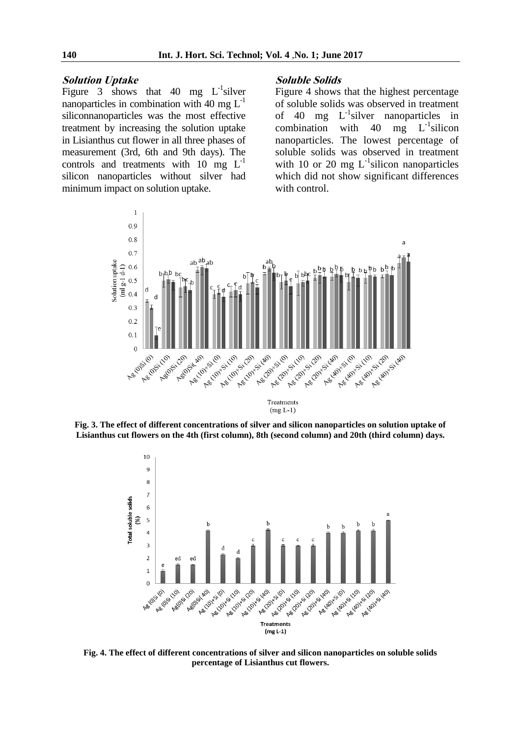### *Solution Uptake*

Figure 3 shows that 40 mg $L^{-1}$silver nanoparticles in combination with 40 mg $L^{-1}$ siliconnanoparticles was the most effective treatment by increasing the solution uptake in Lisianthus cut flower in all three phases of measurement (3rd, 6th and 9th days). The controls and treatments with 10 mg $L^{-1}$ silicon nanoparticles without silver had minimum impact on solution uptake.

### *Soluble Solids*

Figure 4 shows that the highest percentage of soluble solids was observed in treatment of 40 mg $L^{-1}$silver nanoparticles in combination with 40 mg $L^{-1}$silicon nanoparticles. The lowest percentage of soluble solids was observed in treatment with 10 or 20 mg $L^{-1}$silicon nanoparticles which did not show significant differences with control.

**Fig. 3. The effect of different concentrations of silver and silicon nanoparticles on solution uptake of Lisianthus cut flowers on the 4th (first column), 8th (second column) and 20th (third column) days.**

**Fig. 4. The effect of different concentrations of silver and silicon nanoparticles on soluble solids percentage of Lisianthus cut flowers.**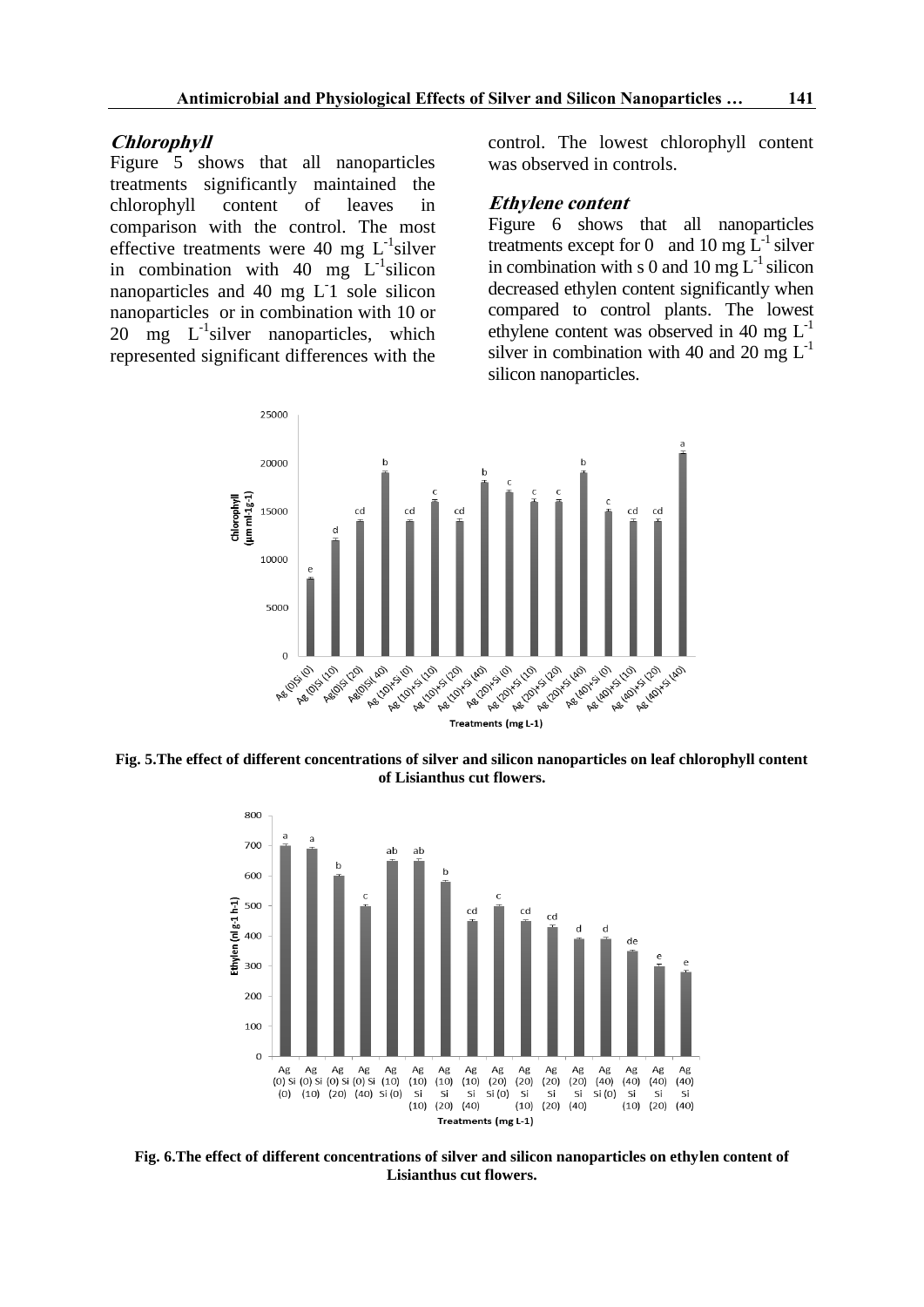### *Chlorophyll*

Figure 5 shows that all nanoparticles treatments significantly maintained the chlorophyll content of leaves in comparison with the control. The most effective treatments were 40 mg $L^{-1}$silver in combination with 40 mg $L^{-1}$silicon nanoparticles and 40 mg $L^{-}1$ sole silicon nanoparticles or in combination with 10 or 20 mg $L^{-1}$silver nanoparticles, which represented significant differences with the control. The lowest chlorophyll content was observed in controls.

### *Ethylene content*

Figure 6 shows that all nanoparticles treatments except for 0 and 10 mg $L^{-1}$ silver in combination with s 0 and 10 mg $L^{-1}$ silicon decreased ethylen content significantly when compared to control plants. The lowest ethylene content was observed in 40 mg $L^{-1}$ silver in combination with 40 and 20 mg $L^{-1}$ silicon nanoparticles.

**Fig. 5.The effect of different concentrations of silver and silicon nanoparticles on leaf chlorophyll content of Lisianthus cut flowers.**

**Fig. 6.The effect of different concentrations of silver and silicon nanoparticles on ethylen content of Lisianthus cut flowers.**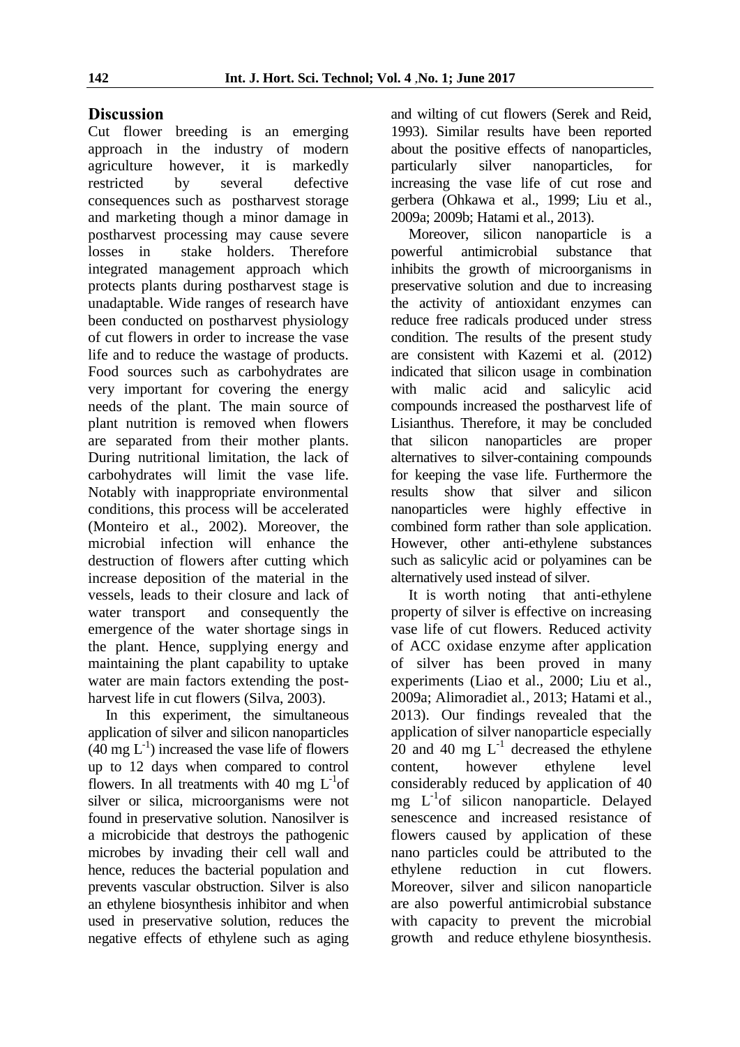## Discussion

Cut flower breeding is an emerging approach in the industry of modern agriculture however, it is markedly restricted by several defective consequences such as postharvest storage and marketing though a minor damage in postharvest processing may cause severe losses in stake holders. Therefore integrated management approach which protects plants during postharvest stage is unadaptable. Wide ranges of research have been conducted on postharvest physiology of cut flowers in order to increase the vase life and to reduce the wastage of products. Food sources such as carbohydrates are very important for covering the energy needs of the plant. The main source of plant nutrition is removed when flowers are separated from their mother plants. During nutritional limitation, the lack of carbohydrates will limit the vase life. Notably with inappropriate environmental conditions, this process will be accelerated (Monteiro et al., 2002). Moreover, the microbial infection will enhance the destruction of flowers after cutting which increase deposition of the material in the vessels, leads to their closure and lack of water transport and consequently the emergence of the water shortage sings in the plant. Hence, supplying energy and maintaining the plant capability to uptake water are main factors extending the post-harvest life in cut flowers (Silva, 2003).

In this experiment, the simultaneous application of silver and silicon nanoparticles (40 mg $L^{-1}$) increased the vase life of flowers up to 12 days when compared to control flowers. In all treatments with 40 mg $L^{-1}$of silver or silica, microorganisms were not found in preservative solution. Nanosilver is a microbicide that destroys the pathogenic microbes by invading their cell wall and hence, reduces the bacterial population and prevents vascular obstruction. Silver is also an ethylene biosynthesis inhibitor and when used in preservative solution, reduces the negative effects of ethylene such as aging and wilting of cut flowers (Serek and Reid, 1993). Similar results have been reported about the positive effects of nanoparticles, particularly silver nanoparticles, for increasing the vase life of cut rose and gerbera (Ohkawa et al., 1999; Liu et al., 2009a; 2009b; Hatami et al., 2013).

Moreover, silicon nanoparticle is a powerful antimicrobial substance that inhibits the growth of microorganisms in preservative solution and due to increasing the activity of antioxidant enzymes can reduce free radicals produced under stress condition. The results of the present study are consistent with Kazemi et al. (2012) indicated that silicon usage in combination with malic acid and salicylic acid compounds increased the postharvest life of Lisianthus. Therefore, it may be concluded that silicon nanoparticles are proper alternatives to silver-containing compounds for keeping the vase life. Furthermore the results show that silver and silicon nanoparticles were highly effective in combined form rather than sole application. However, other anti-ethylene substances such as salicylic acid or polyamines can be alternatively used instead of silver.

It is worth noting that anti-ethylene property of silver is effective on increasing vase life of cut flowers. Reduced activity of ACC oxidase enzyme after application of silver has been proved in many experiments (Liao et al., 2000; Liu et al., 2009a; Alimoradiet al., 2013; Hatami et al., 2013). Our findings revealed that the application of silver nanoparticle especially 20 and 40 mg $L^{-1}$ decreased the ethylene content, however ethylene level considerably reduced by application of 40 mg $L^{-1}$of silicon nanoparticle. Delayed senescence and increased resistance of flowers caused by application of these nano particles could be attributed to the ethylene reduction in cut flowers. Moreover, silver and silicon nanoparticle are also powerful antimicrobial substance with capacity to prevent the microbial growth and reduce ethylene biosynthesis.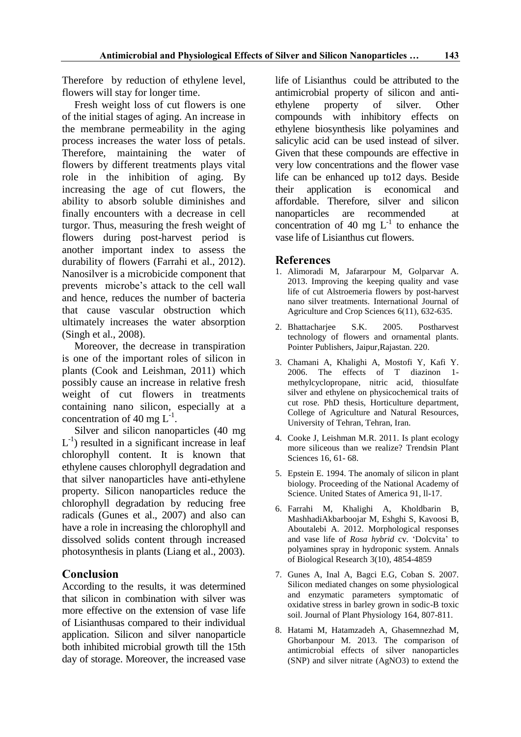Therefore by reduction of ethylene level, flowers will stay for longer time.

Fresh weight loss of cut flowers is one of the initial stages of aging. An increase in the membrane permeability in the aging process increases the water loss of petals. Therefore, maintaining the water of flowers by different treatments plays vital role in the inhibition of aging. By increasing the age of cut flowers, the ability to absorb soluble diminishes and finally encounters with a decrease in cell turgor. Thus, measuring the fresh weight of flowers during post-harvest period is another important index to assess the durability of flowers (Farrahi et al., 2012). Nanosilver is a microbicide component that prevents microbe's attack to the cell wall and hence, reduces the number of bacteria that cause vascular obstruction which ultimately increases the water absorption (Singh et al., 2008).

Moreover, the decrease in transpiration is one of the important roles of silicon in plants (Cook and Leishman, 2011) which possibly cause an increase in relative fresh weight of cut flowers in treatments containing nano silicon, especially at a concentration of 40 mg $L^{-1}$.

Silver and silicon nanoparticles (40 mg $L^{-1}$) resulted in a significant increase in leaf chlorophyll content. It is known that ethylene causes chlorophyll degradation and that silver nanoparticles have anti-ethylene property. Silicon nanoparticles reduce the chlorophyll degradation by reducing free radicals (Gunes et al., 2007) and also can have a role in increasing the chlorophyll and dissolved solids content through increased photosynthesis in plants (Liang et al., 2003).

## Conclusion

According to the results, it was determined that silicon in combination with silver was more effective on the extension of vase life of Lisianthusas compared to their individual application. Silicon and silver nanoparticle both inhibited microbial growth till the 15th day of storage. Moreover, the increased vase life of Lisianthus could be attributed to the antimicrobial property of silicon and anti-ethylene property of silver. Other compounds with inhibitory effects on ethylene biosynthesis like polyamines and salicylic acid can be used instead of silver. Given that these compounds are effective in very low concentrations and the flower vase life can be enhanced up to12 days. Beside their application is economical and affordable. Therefore, silver and silicon nanoparticles are recommended at concentration of 40 mg $L^{-1}$ to enhance the vase life of Lisianthus cut flowers.

## References

1. Alimoradi M, Jafararpour M, Golparvar A. 2013. Improving the keeping quality and vase life of cut Alstroemeria flowers by post-harvest nano silver treatments. International Journal of Agriculture and Crop Sciences 6(11), 632-635.
2. Bhattacharjee S.K. 2005. Postharvest technology of flowers and ornamental plants. Pointer Publishers, Jaipur,Rajastan. 220.
3. Chamani A, Khalighi A, Mostofi Y, Kafi Y. 2006. The effects of T diazinon 1-methylcyclopropane, nitric acid, thiosulfate silver and ethylene on physicochemical traits of cut rose. PhD thesis, Horticulture department, College of Agriculture and Natural Resources, University of Tehran, Tehran, Iran.
4. Cooke J, Leishman M.R. 2011. Is plant ecology more siliceous than we realize? Trendsin Plant Sciences 16, 61- 68.
5. Epstein E. 1994. The anomaly of silicon in plant biology. Proceeding of the National Academy of Science. United States of America 91, ll-17.
6. Farrahi M, Khalighi A, Kholdbarin B, MashhadiAkbarboojar M, Eshghi S, Kavoosi B, Aboutalebi A. 2012. Morphological responses and vase life of *Rosa hybrid* cv. 'Dolcvita' to polyamines spray in hydroponic system. Annals of Biological Research 3(10), 4854-4859
7. Gunes A, Inal A, Bagci E.G, Coban S. 2007. Silicon mediated changes on some physiological and enzymatic parameters symptomatic of oxidative stress in barley grown in sodic-B toxic soil. Journal of Plant Physiology 164, 807-811.
8. Hatami M, Hatamzadeh A, Ghasemnezhad M, Ghorbanpour M. 2013. The comparison of antimicrobial effects of silver nanoparticles (SNP) and silver nitrate ($AgNO_3$) to extend the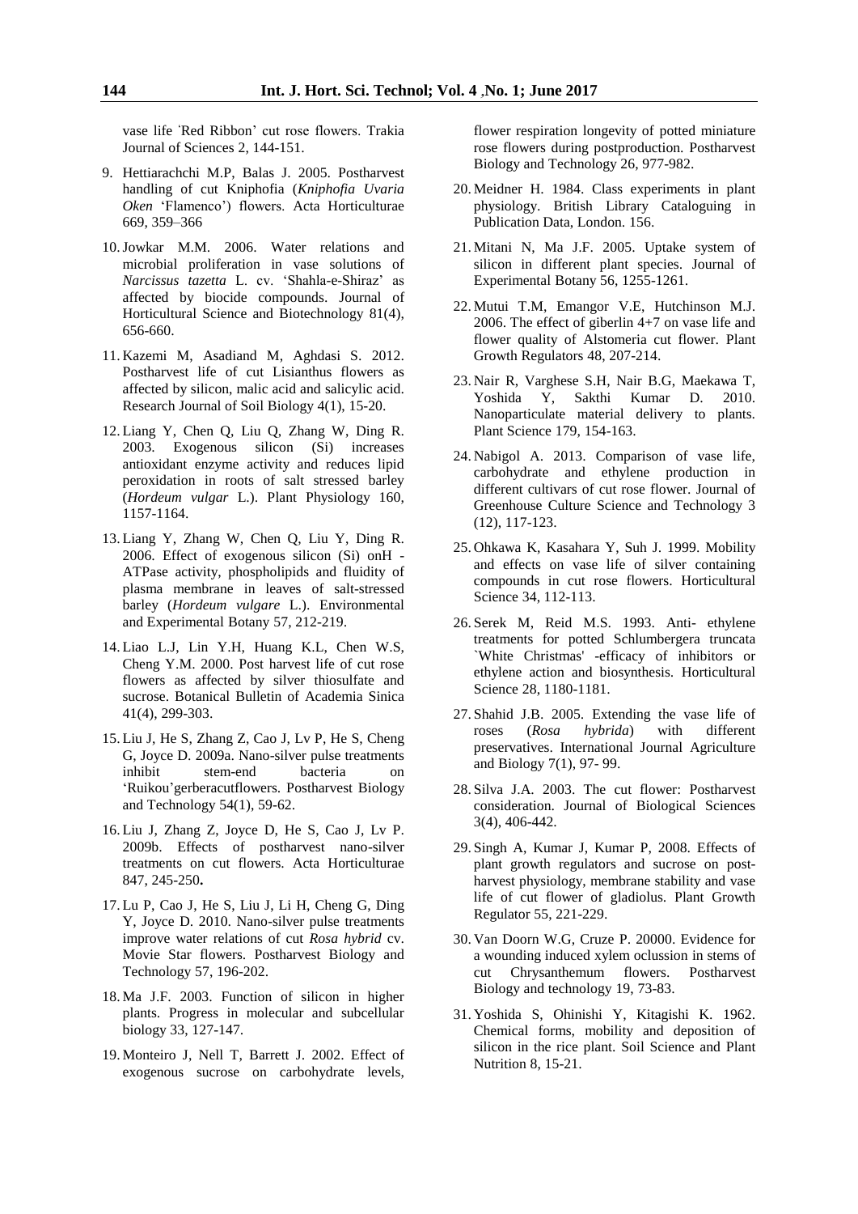vase life 'Red Ribbon' cut rose flowers. Trakia Journal of Sciences 2, 144-151.

9. Hettiarachchi M.P, Balas J. 2005. Postharvest handling of cut Kniphofia (*Kniphofia Uvaria Oken* 'Flamenco') flowers. Acta Horticulturae 669, 359–366

10. Jowkar M.M. 2006. Water relations and microbial proliferation in vase solutions of *Narcissus tazetta* L. cv. 'Shahla-e-Shiraz' as affected by biocide compounds. Journal of Horticultural Science and Biotechnology 81(4), 656-660.

11. Kazemi M, Asadiand M, Aghdasi S. 2012. Postharvest life of cut Lisianthus flowers as affected by silicon, malic acid and salicylic acid. Research Journal of Soil Biology 4(1), 15-20.

12. Liang Y, Chen Q, Liu Q, Zhang W, Ding R. 2003. Exogenous silicon (Si) increases antioxidant enzyme activity and reduces lipid peroxidation in roots of salt stressed barley (*Hordeum vulgar* L.). Plant Physiology 160, 1157-1164.

13. Liang Y, Zhang W, Chen Q, Liu Y, Ding R. 2006. Effect of exogenous silicon (Si) onH - ATPase activity, phospholipids and fluidity of plasma membrane in leaves of salt-stressed barley (*Hordeum vulgare* L.). Environmental and Experimental Botany 57, 212-219.

14. Liao L.J, Lin Y.H, Huang K.L, Chen W.S, Cheng Y.M. 2000. Post harvest life of cut rose flowers as affected by silver thiosulfate and sucrose. Botanical Bulletin of Academia Sinica 41(4), 299-303.

15. Liu J, He S, Zhang Z, Cao J, Lv P, He S, Cheng G, Joyce D. 2009a. Nano-silver pulse treatments inhibit stem-end bacteria on 'Ruikou'gerberacutflowers. Postharvest Biology and Technology 54(1), 59-62.

16. Liu J, Zhang Z, Joyce D, He S, Cao J, Lv P. 2009b. Effects of postharvest nano-silver treatments on cut flowers. Acta Horticulturae 847, 245-250**.**

17. Lu P, Cao J, He S, Liu J, Li H, Cheng G, Ding Y, Joyce D. 2010. Nano-silver pulse treatments improve water relations of cut *Rosa hybrid* cv. Movie Star flowers. Postharvest Biology and Technology 57, 196-202.

18. Ma J.F. 2003. Function of silicon in higher plants. Progress in molecular and subcellular biology 33, 127-147.

19. Monteiro J, Nell T, Barrett J. 2002. Effect of exogenous sucrose on carbohydrate levels, flower respiration longevity of potted miniature rose flowers during postproduction. Postharvest Biology and Technology 26, 977-982.

20. Meidner H. 1984. Class experiments in plant physiology. British Library Cataloguing in Publication Data, London. 156.

21. Mitani N, Ma J.F. 2005. Uptake system of silicon in different plant species. Journal of Experimental Botany 56, 1255-1261.

22. Mutui T.M, Emangor V.E, Hutchinson M.J. 2006. The effect of giberlin 4+7 on vase life and flower quality of Alstomeria cut flower. Plant Growth Regulators 48, 207-214.

23. Nair R, Varghese S.H, Nair B.G, Maekawa T, Yoshida Y, Sakthi Kumar D. 2010. Nanoparticulate material delivery to plants. Plant Science 179, 154-163.

24. Nabigol A. 2013. Comparison of vase life, carbohydrate and ethylene production in different cultivars of cut rose flower. Journal of Greenhouse Culture Science and Technology 3 (12), 117-123.

25. Ohkawa K, Kasahara Y, Suh J. 1999. Mobility and effects on vase life of silver containing compounds in cut rose flowers. Horticultural Science 34, 112-113.

26. Serek M, Reid M.S. 1993. Anti- ethylene treatments for potted Schlumbergera truncata `White Christmas' -efficacy of inhibitors or ethylene action and biosynthesis. Horticultural Science 28, 1180-1181.

27. Shahid J.B. 2005. Extending the vase life of roses (*Rosa hybrida*) with different preservatives. International Journal Agriculture and Biology 7(1), 97- 99.

28. Silva J.A. 2003. The cut flower: Postharvest consideration. Journal of Biological Sciences 3(4), 406-442.

29. Singh A, Kumar J, Kumar P, 2008. Effects of plant growth regulators and sucrose on post-harvest physiology, membrane stability and vase life of cut flower of gladiolus. Plant Growth Regulator 55, 221-229.

30. Van Doorn W.G, Cruze P. 20000. Evidence for a wounding induced xylem oclussion in stems of cut Chrysanthemum flowers. Postharvest Biology and technology 19, 73-83.

31. Yoshida S, Ohinishi Y, Kitagishi K. 1962. Chemical forms, mobility and deposition of silicon in the rice plant. Soil Science and Plant Nutrition 8, 15-21.